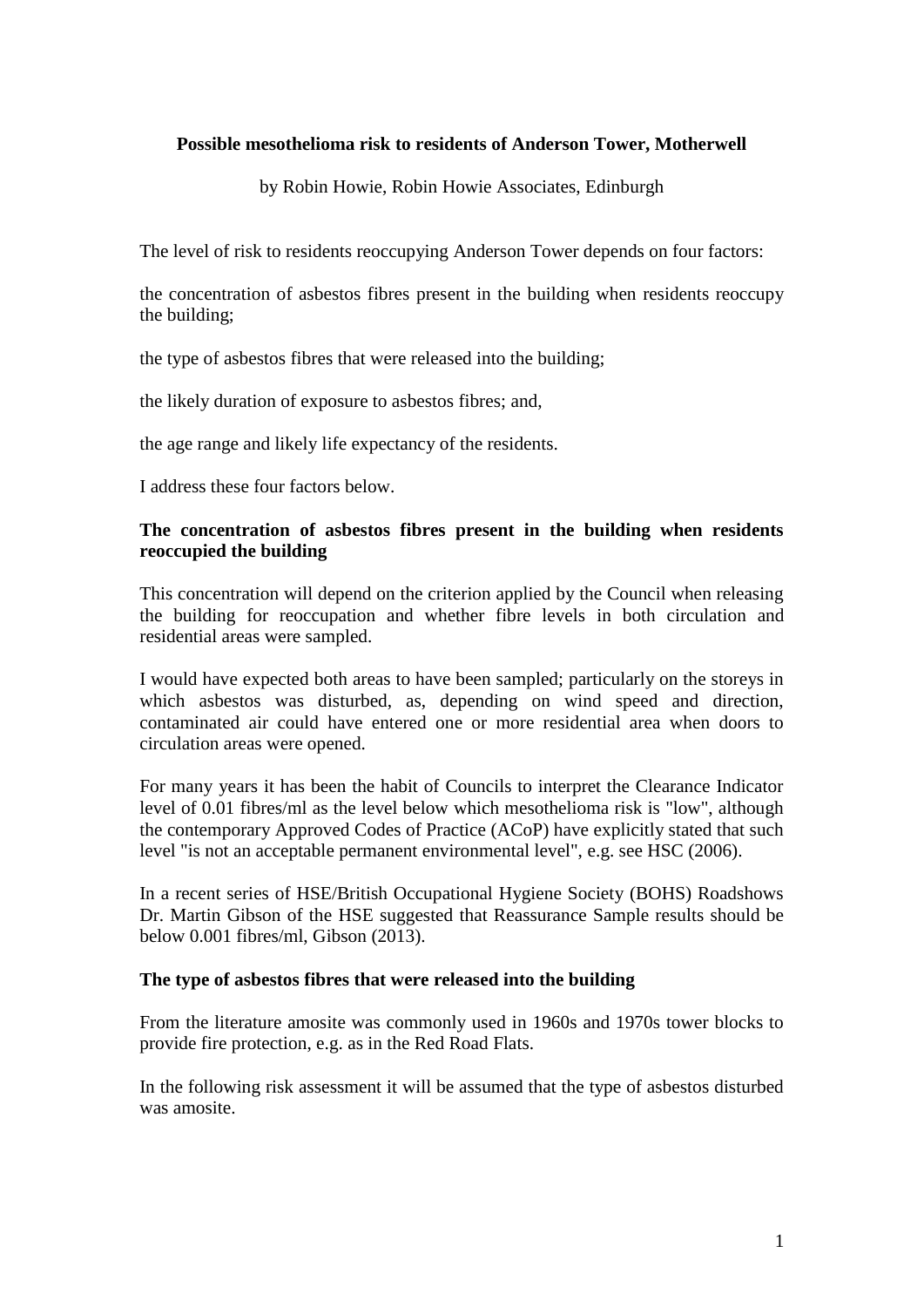# Possible mesothelioma risk to residents of Anderson Tower, Motherwell

by Robin Howie, Robin Howie Associates, Edinburgh

The level of risk to residents reoccupying Anderson Tower depends on four factors:

the concentration of asbestos fibres present in the building when residents reoccupy the building;

the type of asbestos fibres that were released into the building;

the likely duration of exposure to asbestos fibres; and,

the age range and likely life expectancy of the residents.

I address these four factors below.

## The concentration of asbestos fibres present in the building when residents reoccupied the building

This concentration will depend on the criterion applied by the Council when releasing the building for reoccupation and whether fibre levels in both circulation and residential areas were sampled.

I would have expected both areas to have been sampled; particularly on the storeys in which asbestos was disturbed, as, depending on wind speed and direction, contaminated air could have entered one or more residential area when doors to circulation areas were opened.

For many years it has been the habit of Councils to interpret the Clearance Indicator level of 0.01 fibres/ml as the level below which mesothelioma risk is "low", although the contemporary Approved Codes of Practice (ACoP) have explicitly stated that such level "is not an acceptable permanent environmental level", e.g. see HSC (2006).

In a recent series of HSE/British Occupational Hygiene Society (BOHS) Roadshows Dr. Martin Gibson of the HSE suggested that Reassurance Sample results should be below 0.001 fibres/ml, Gibson (2013).

## The type of asbestos fibres that were released into the building

From the literature amosite was commonly used in 1960s and 1970s tower blocks to provide fire protection, e.g. as in the Red Road Flats.

In the following risk assessment it will be assumed that the type of asbestos disturbed was amosite.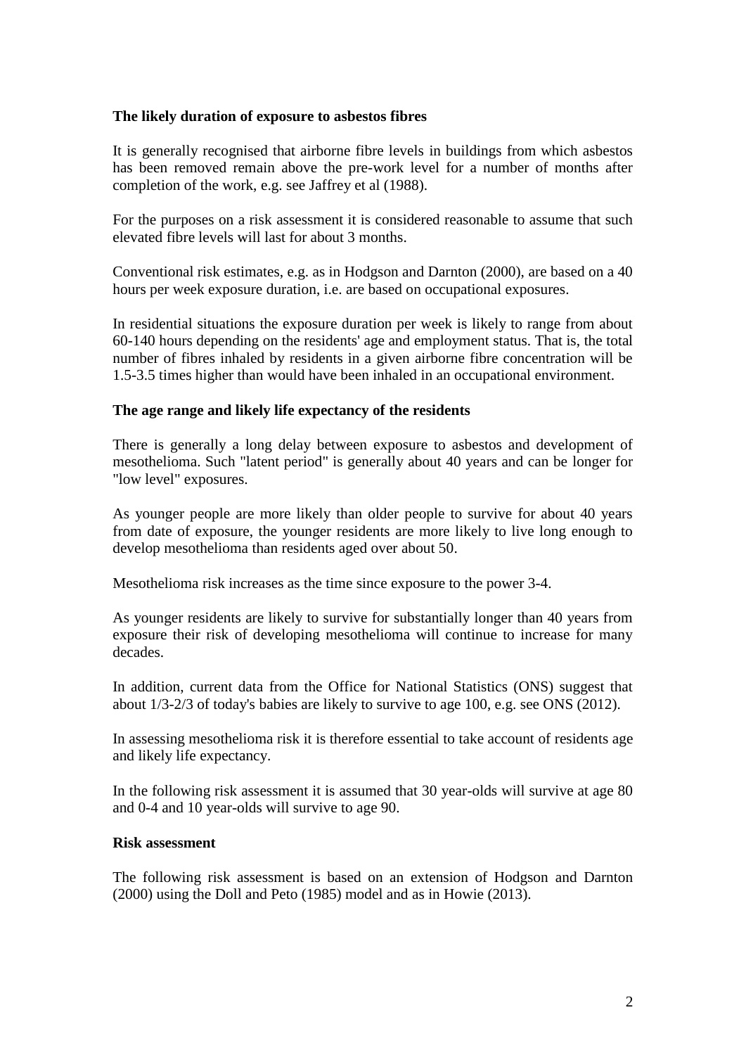**The likely duration of exposure to asbestos fibres**

It is generally recognised that airborne fibre levels in buildings from which asbestos has been removed remain above the pre-work level for a number of months after completion of the work, e.g. see Jaffrey et al (1988).

For the purposes on a risk assessment it is considered reasonable to assume that such elevated fibre levels will last for about 3 months.

Conventional risk estimates, e.g. as in Hodgson and Darnton (2000), are based on a 40 hours per week exposure duration, i.e. are based on occupational exposures.

In residential situations the exposure duration per week is likely to range from about 60-140 hours depending on the residents' age and employment status. That is, the total number of fibres inhaled by residents in a given airborne fibre concentration will be 1.5-3.5 times higher than would have been inhaled in an occupational environment.

**The age range and likely life expectancy of the residents**

There is generally a long delay between exposure to asbestos and development of mesothelioma. Such "latent period" is generally about 40 years and can be longer for "low level" exposures.

As younger people are more likely than older people to survive for about 40 years from date of exposure, the younger residents are more likely to live long enough to develop mesothelioma than residents aged over about 50.

Mesothelioma risk increases as the time since exposure to the power 3-4.

As younger residents are likely to survive for substantially longer than 40 years from exposure their risk of developing mesothelioma will continue to increase for many decades.

In addition, current data from the Office for National Statistics (ONS) suggest that about 1/3-2/3 of today's babies are likely to survive to age 100, e.g. see ONS (2012).

In assessing mesothelioma risk it is therefore essential to take account of residents age and likely life expectancy.

In the following risk assessment it is assumed that 30 year-olds will survive at age 80 and 0-4 and 10 year-olds will survive to age 90.

**Risk assessment**

The following risk assessment is based on an extension of Hodgson and Darnton (2000) using the Doll and Peto (1985) model and as in Howie (2013).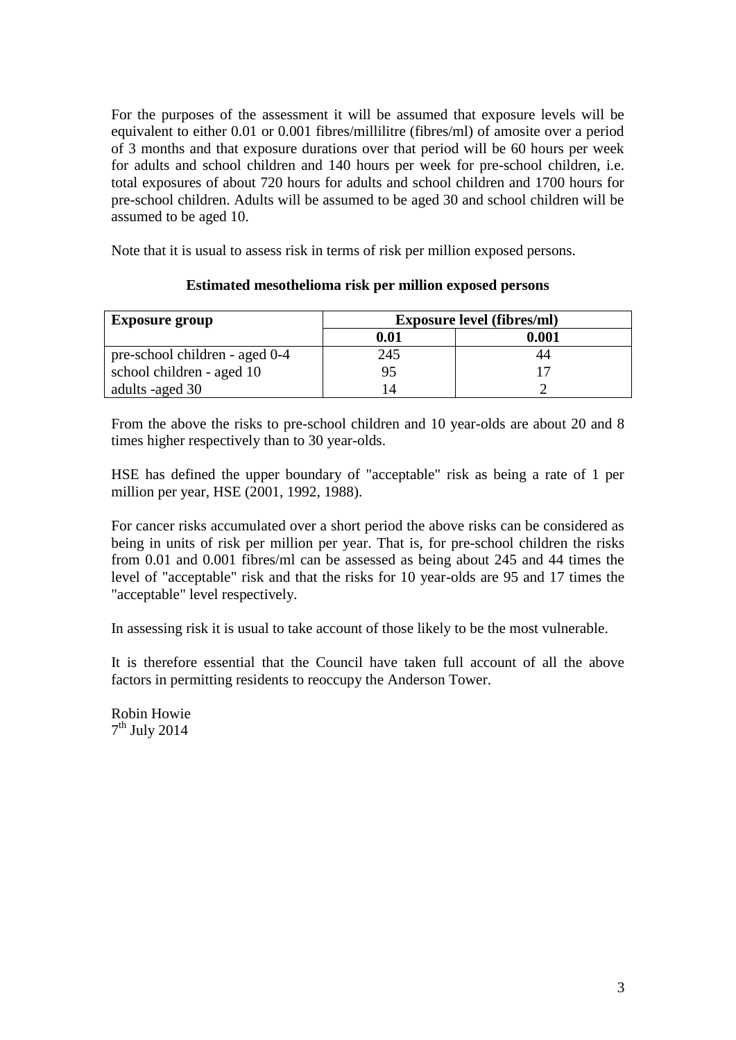For the purposes of the assessment it will be assumed that exposure levels will be equivalent to either 0.01 or 0.001 fibres/millilitre (fibres/ml) of amosite over a period of 3 months and that exposure durations over that period will be 60 hours per week for adults and school children and 140 hours per week for pre-school children, i.e. total exposures of about 720 hours for adults and school children and 1700 hours for pre-school children. Adults will be assumed to be aged 30 and school children will be assumed to be aged 10.

Note that it is usual to assess risk in terms of risk per million exposed persons.

**Estimated mesothelioma risk per million exposed persons**

| **Exposure group** | **Exposure level (fibres/ml)** | |
|---|---|---|
| | **0.01** | **0.001** |
| pre-school children - aged 0-4 | 245 | 44 |
| school children - aged 10 | 95 | 17 |
| adults -aged 30 | 14 | 2 |

From the above the risks to pre-school children and 10 year-olds are about 20 and 8 times higher respectively than to 30 year-olds.

HSE has defined the upper boundary of "acceptable" risk as being a rate of 1 per million per year, HSE (2001, 1992, 1988).

For cancer risks accumulated over a short period the above risks can be considered as being in units of risk per million per year. That is, for pre-school children the risks from 0.01 and 0.001 fibres/ml can be assessed as being about 245 and 44 times the level of "acceptable" risk and that the risks for 10 year-olds are 95 and 17 times the "acceptable" level respectively.

In assessing risk it is usual to take account of those likely to be the most vulnerable.

It is therefore essential that the Council have taken full account of all the above factors in permitting residents to reoccupy the Anderson Tower.

Robin Howie
7th July 2014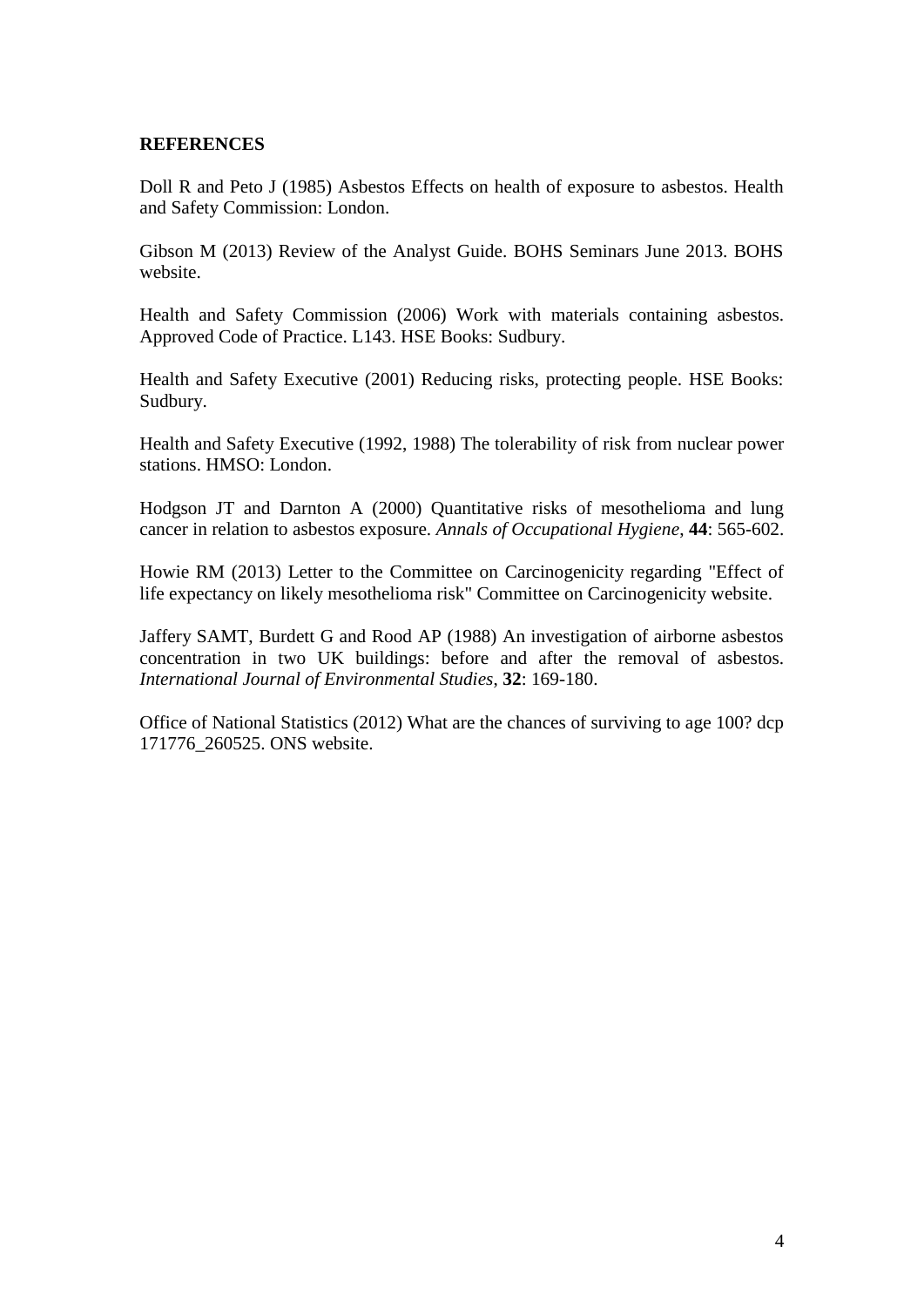**REFERENCES**

Doll R and Peto J (1985) Asbestos Effects on health of exposure to asbestos. Health and Safety Commission: London.

Gibson M (2013) Review of the Analyst Guide. BOHS Seminars June 2013. BOHS website.

Health and Safety Commission (2006) Work with materials containing asbestos. Approved Code of Practice. L143. HSE Books: Sudbury.

Health and Safety Executive (2001) Reducing risks, protecting people. HSE Books: Sudbury.

Health and Safety Executive (1992, 1988) The tolerability of risk from nuclear power stations. HMSO: London.

Hodgson JT and Darnton A (2000) Quantitative risks of mesothelioma and lung cancer in relation to asbestos exposure. *Annals of Occupational Hygiene*, **44**: 565-602.

Howie RM (2013) Letter to the Committee on Carcinogenicity regarding "Effect of life expectancy on likely mesothelioma risk" Committee on Carcinogenicity website.

Jaffery SAMT, Burdett G and Rood AP (1988) An investigation of airborne asbestos concentration in two UK buildings: before and after the removal of asbestos. *International Journal of Environmental Studies*, **32**: 169-180.

Office of National Statistics (2012) What are the chances of surviving to age 100? dcp 171776_260525. ONS website.